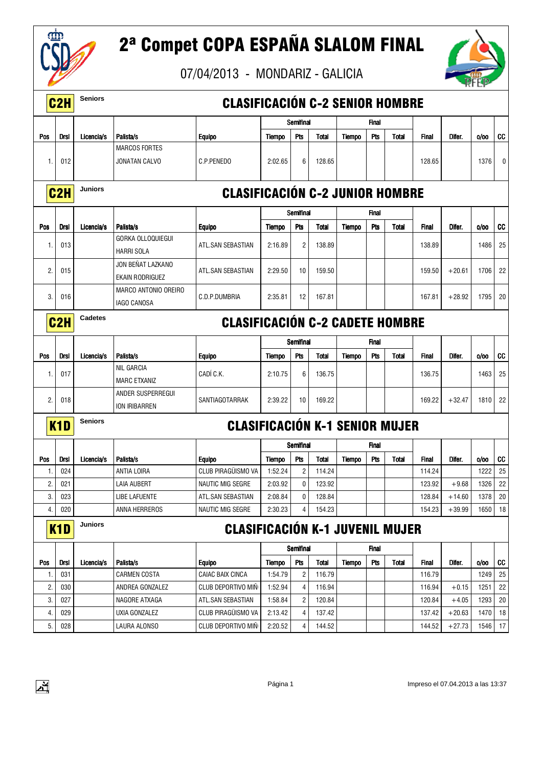# 2ª Compet COPA ESPAÑA SLALOM FINAL

07/04/2013 - MONDARIZ - GALICIA

## C2H Seniors — CLASIFICACIÓN C-2 SENIOR HOMBRE

| | | | | | Semifinal | | | Final | | | | | | |
|---|---|---|---|---|---|---|---|---|---|---|---|---|---|---|
| Pos | Drsl | Licencia/s | Palista/s | Equipo | Tiempo | Pts | Total | Tiempo | Pts | Total | Final | Difer. | o/oo | CC |
| 1. | 012 | | MARCOS FORTES<br>JONATAN CALVO | C.P.PENEDO | 2:02.65 | 6 | 128.65 | | | | 128.65 | | 1376 | 0 |

## C2H Juniors — CLASIFICACIÓN C-2 JUNIOR HOMBRE

| | | | | | Semifinal | | | Final | | | | | | |
|---|---|---|---|---|---|---|---|---|---|---|---|---|---|---|
| Pos | Drsl | Licencia/s | Palista/s | Equipo | Tiempo | Pts | Total | Tiempo | Pts | Total | Final | Difer. | o/oo | CC |
| 1. | 013 | | GORKA OLLOQUIEGUI<br>HARRI SOLA | ATL.SAN SEBASTIAN | 2:16.89 | 2 | 138.89 | | | | 138.89 | | 1486 | 25 |
| 2. | 015 | | JON BEÑAT LAZKANO<br>EKAIN RODRIGUEZ | ATL.SAN SEBASTIAN | 2:29.50 | 10 | 159.50 | | | | 159.50 | +20.61 | 1706 | 22 |
| 3. | 016 | | MARCO ANTONIO OREIRO<br>IAGO CANOSA | C.D.P.DUMBRIA | 2:35.81 | 12 | 167.81 | | | | 167.81 | +28.92 | 1795 | 20 |

## C2H Cadetes — CLASIFICACIÓN C-2 CADETE HOMBRE

| | | | | | Semifinal | | | Final | | | | | | |
|---|---|---|---|---|---|---|---|---|---|---|---|---|---|---|
| Pos | Drsl | Licencia/s | Palista/s | Equipo | Tiempo | Pts | Total | Tiempo | Pts | Total | Final | Difer. | o/oo | CC |
| 1. | 017 | | NIL GARCIA<br>MARC ETXANIZ | CADÍ C.K. | 2:10.75 | 6 | 136.75 | | | | 136.75 | | 1463 | 25 |
| 2. | 018 | | ANDER SUSPERREGUI<br>ION IRIBARREN | SANTIAGOTARRAK | 2:39.22 | 10 | 169.22 | | | | 169.22 | +32.47 | 1810 | 22 |

## K1D Seniors — CLASIFICACIÓN K-1 SENIOR MUJER

| | | | | | Semifinal | | | Final | | | | | | |
|---|---|---|---|---|---|---|---|---|---|---|---|---|---|---|
| Pos | Drsl | Licencia/s | Palista/s | Equipo | Tiempo | Pts | Total | Tiempo | Pts | Total | Final | Difer. | o/oo | CC |
| 1. | 024 | | ANTIA LOIRA | CLUB PIRAGÜISMO VA | 1:52.24 | 2 | 114.24 | | | | 114.24 | | 1222 | 25 |
| 2. | 021 | | LAIA AUBERT | NAUTIC MIG SEGRE | 2:03.92 | 0 | 123.92 | | | | 123.92 | +9.68 | 1326 | 22 |
| 3. | 023 | | LIBE LAFUENTE | ATL.SAN SEBASTIAN | 2:08.84 | 0 | 128.84 | | | | 128.84 | +14.60 | 1378 | 20 |
| 4. | 020 | | ANNA HERREROS | NAUTIC MIG SEGRE | 2:30.23 | 4 | 154.23 | | | | 154.23 | +39.99 | 1650 | 18 |

## K1D Juniors — CLASIFICACIÓN K-1 JUVENIL MUJER

| | | | | | Semifinal | | | Final | | | | | | |
|---|---|---|---|---|---|---|---|---|---|---|---|---|---|---|
| Pos | Drsl | Licencia/s | Palista/s | Equipo | Tiempo | Pts | Total | Tiempo | Pts | Total | Final | Difer. | o/oo | CC |
| 1. | 031 | | CARMEN COSTA | CAIAC BAIX CINCA | 1:54.79 | 2 | 116.79 | | | | 116.79 | | 1249 | 25 |
| 2. | 030 | | ANDREA GONZALEZ | CLUB DEPORTIVO MIÑ | 1:52.94 | 4 | 116.94 | | | | 116.94 | +0.15 | 1251 | 22 |
| 3. | 027 | | NAGORE ATXAGA | ATL.SAN SEBASTIAN | 1:58.84 | 2 | 120.84 | | | | 120.84 | +4.05 | 1293 | 20 |
| 4. | 029 | | UXIA GONZALEZ | CLUB PIRAGÜISMO VA | 2:13.42 | 4 | 137.42 | | | | 137.42 | +20.63 | 1470 | 18 |
| 5. | 028 | | LAURA ALONSO | CLUB DEPORTIVO MIÑ | 2:20.52 | 4 | 144.52 | | | | 144.52 | +27.73 | 1546 | 17 |

Impreso el 07.04.2013 a las 13:37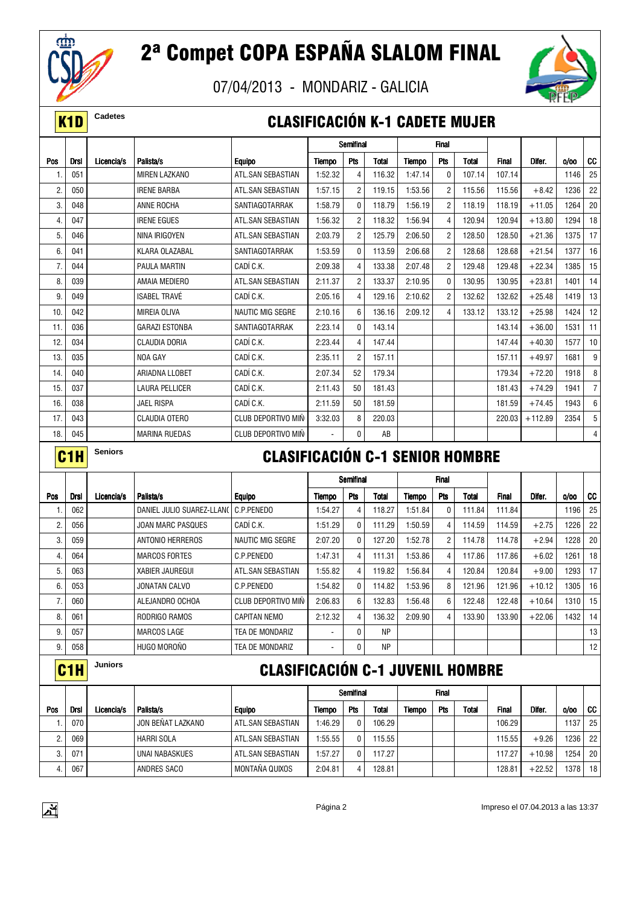# 2ª Compet COPA ESPAÑA SLALOM FINAL

07/04/2013 - MONDARIZ - GALICIA

**K1D** Cadetes

## CLASIFICACIÓN K-1 CADETE MUJER

| Pos | Drsl | Licencia/s | Palista/s | Equipo | Semifinal | | | Final | | | Final | Difer. | o/oo | CC |
|---|---|---|---|---|---|---|---|---|---|---|---|---|---|---|
| | | | | | Tiempo | Pts | Total | Tiempo | Pts | Total | | | | |
| 1. | 051 | | MIREN LAZKANO | ATL.SAN SEBASTIAN | 1:52.32 | 4 | 116.32 | 1:47.14 | 0 | 107.14 | 107.14 | | 1146 | 25 |
| 2. | 050 | | IRENE BARBA | ATL.SAN SEBASTIAN | 1:57.15 | 2 | 119.15 | 1:53.56 | 2 | 115.56 | 115.56 | +8.42 | 1236 | 22 |
| 3. | 048 | | ANNE ROCHA | SANTIAGOTARRAK | 1:58.79 | 0 | 118.79 | 1:56.19 | 2 | 118.19 | 118.19 | +11.05 | 1264 | 20 |
| 4. | 047 | | IRENE EGUES | ATL.SAN SEBASTIAN | 1:56.32 | 2 | 118.32 | 1:56.94 | 4 | 120.94 | 120.94 | +13.80 | 1294 | 18 |
| 5. | 046 | | NINA IRIGOYEN | ATL.SAN SEBASTIAN | 2:03.79 | 2 | 125.79 | 2:06.50 | 2 | 128.50 | 128.50 | +21.36 | 1375 | 17 |
| 6. | 041 | | KLARA OLAZABAL | SANTIAGOTARRAK | 1:53.59 | 0 | 113.59 | 2:06.68 | 2 | 128.68 | 128.68 | +21.54 | 1377 | 16 |
| 7. | 044 | | PAULA MARTIN | CADÍ C.K. | 2:09.38 | 4 | 133.38 | 2:07.48 | 2 | 129.48 | 129.48 | +22.34 | 1385 | 15 |
| 8. | 039 | | AMAIA MEDIERO | ATL.SAN SEBASTIAN | 2:11.37 | 2 | 133.37 | 2:10.95 | 0 | 130.95 | 130.95 | +23.81 | 1401 | 14 |
| 9. | 049 | | ISABEL TRAVÉ | CADÍ C.K. | 2:05.16 | 4 | 129.16 | 2:10.62 | 2 | 132.62 | 132.62 | +25.48 | 1419 | 13 |
| 10. | 042 | | MIREIA OLIVA | NAUTIC MIG SEGRE | 2:10.16 | 6 | 136.16 | 2:09.12 | 4 | 133.12 | 133.12 | +25.98 | 1424 | 12 |
| 11. | 036 | | GARAZI ESTONBA | SANTIAGOTARRAK | 2:23.14 | 0 | 143.14 | | | | 143.14 | +36.00 | 1531 | 11 |
| 12. | 034 | | CLAUDIA DORIA | CADÍ C.K. | 2:23.44 | 4 | 147.44 | | | | 147.44 | +40.30 | 1577 | 10 |
| 13. | 035 | | NOA GAY | CADÍ C.K. | 2:35.11 | 2 | 157.11 | | | | 157.11 | +49.97 | 1681 | 9 |
| 14. | 040 | | ARIADNA LLOBET | CADÍ C.K. | 2:07.34 | 52 | 179.34 | | | | 179.34 | +72.20 | 1918 | 8 |
| 15. | 037 | | LAURA PELLICER | CADÍ C.K. | 2:11.43 | 50 | 181.43 | | | | 181.43 | +74.29 | 1941 | 7 |
| 16. | 038 | | JAEL RISPA | CADÍ C.K. | 2:11.59 | 50 | 181.59 | | | | 181.59 | +74.45 | 1943 | 6 |
| 17. | 043 | | CLAUDIA OTERO | CLUB DEPORTIVO MIÑ | 3:32.03 | 8 | 220.03 | | | | 220.03 | +112.89 | 2354 | 5 |
| 18. | 045 | | MARINA RUEDAS | CLUB DEPORTIVO MIÑ | - | 0 | AB | | | | | | | 4 |

**C1H** Seniors

## CLASIFICACIÓN C-1 SENIOR HOMBRE

| Pos | Drsl | Licencia/s | Palista/s | Equipo | Semifinal | | | Final | | | Final | Difer. | o/oo | CC |
|---|---|---|---|---|---|---|---|---|---|---|---|---|---|---|
| | | | | | Tiempo | Pts | Total | Tiempo | Pts | Total | | | | |
| 1. | 062 | | DANIEL JULIO SUAREZ-LLANO | C.P.PENEDO | 1:54.27 | 4 | 118.27 | 1:51.84 | 0 | 111.84 | 111.84 | | 1196 | 25 |
| 2. | 056 | | JOAN MARC PASQUES | CADÍ C.K. | 1:51.29 | 0 | 111.29 | 1:50.59 | 4 | 114.59 | 114.59 | +2.75 | 1226 | 22 |
| 3. | 059 | | ANTONIO HERREROS | NAUTIC MIG SEGRE | 2:07.20 | 0 | 127.20 | 1:52.78 | 2 | 114.78 | 114.78 | +2.94 | 1228 | 20 |
| 4. | 064 | | MARCOS FORTES | C.P.PENEDO | 1:47.31 | 4 | 111.31 | 1:53.86 | 4 | 117.86 | 117.86 | +6.02 | 1261 | 18 |
| 5. | 063 | | XABIER JAUREGUI | ATL.SAN SEBASTIAN | 1:55.82 | 4 | 119.82 | 1:56.84 | 4 | 120.84 | 120.84 | +9.00 | 1293 | 17 |
| 6. | 053 | | JONATAN CALVO | C.P.PENEDO | 1:54.82 | 0 | 114.82 | 1:53.96 | 8 | 121.96 | 121.96 | +10.12 | 1305 | 16 |
| 7. | 060 | | ALEJANDRO OCHOA | CLUB DEPORTIVO MIÑ | 2:06.83 | 6 | 132.83 | 1:56.48 | 6 | 122.48 | 122.48 | +10.64 | 1310 | 15 |
| 8. | 061 | | RODRIGO RAMOS | CAPITAN NEMO | 2:12.32 | 4 | 136.32 | 2:09.90 | 4 | 133.90 | 133.90 | +22.06 | 1432 | 14 |
| 9. | 057 | | MARCOS LAGE | TEA DE MONDARIZ | - | 0 | NP | | | | | | | 13 |
| 9. | 058 | | HUGO MOROÑO | TEA DE MONDARIZ | - | 0 | NP | | | | | | | 12 |

**C1H** Juniors

## CLASIFICACIÓN C-1 JUVENIL HOMBRE

| Pos | Drsl | Licencia/s | Palista/s | Equipo | Semifinal | | | Final | | | Final | Difer. | o/oo | CC |
|---|---|---|---|---|---|---|---|---|---|---|---|---|---|---|
| | | | | | Tiempo | Pts | Total | Tiempo | Pts | Total | | | | |
| 1. | 070 | | JON BEÑAT LAZKANO | ATL.SAN SEBASTIAN | 1:46.29 | 0 | 106.29 | | | | 106.29 | | 1137 | 25 |
| 2. | 069 | | HARRI SOLA | ATL.SAN SEBASTIAN | 1:55.55 | 0 | 115.55 | | | | 115.55 | +9.26 | 1236 | 22 |
| 3. | 071 | | UNAI NABASKUES | ATL.SAN SEBASTIAN | 1:57.27 | 0 | 117.27 | | | | 117.27 | +10.98 | 1254 | 20 |
| 4. | 067 | | ANDRES SACO | MONTAÑA QUIXOS | 2:04.81 | 4 | 128.81 | | | | 128.81 | +22.52 | 1378 | 18 |

Impreso el 07.04.2013 a las 13:37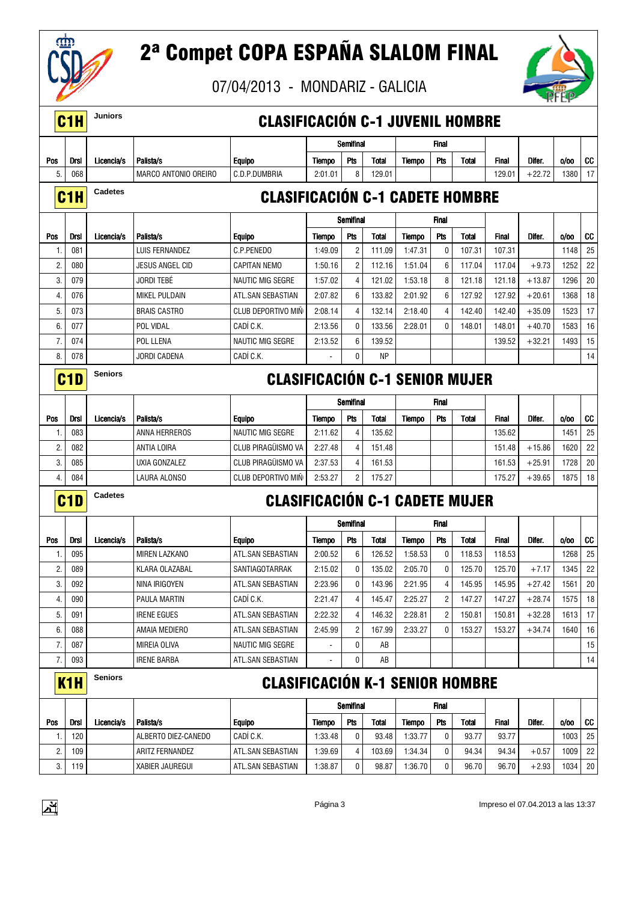# 2ª Compet COPA ESPAÑA SLALOM FINAL

07/04/2013 - MONDARIZ - GALICIA

## C1H Juniors — CLASIFICACIÓN C-1 JUVENIL HOMBRE

| | | | | | Semifinal | | | Final | | | | | | |
|---|---|---|---|---|---|---|---|---|---|---|---|---|---|---|
| Pos | Drsl | Licencia/s | Palista/s | Equipo | Tiempo | Pts | Total | Tiempo | Pts | Total | Final | Difer. | o/oo | CC |
| 5. | 068 | | MARCO ANTONIO OREIRO | C.D.P.DUMBRIA | 2:01.01 | 8 | 129.01 | | | | 129.01 | +22.72 | 1380 | 17 |

## C1H Cadetes — CLASIFICACIÓN C-1 CADETE HOMBRE

| | | | | | Semifinal | | | Final | | | | | | |
|---|---|---|---|---|---|---|---|---|---|---|---|---|---|---|
| Pos | Drsl | Licencia/s | Palista/s | Equipo | Tiempo | Pts | Total | Tiempo | Pts | Total | Final | Difer. | o/oo | CC |
| 1. | 081 | | LUIS FERNANDEZ | C.P.PENEDO | 1:49.09 | 2 | 111.09 | 1:47.31 | 0 | 107.31 | 107.31 | | 1148 | 25 |
| 2. | 080 | | JESUS ANGEL CID | CAPITAN NEMO | 1:50.16 | 2 | 112.16 | 1:51.04 | 6 | 117.04 | 117.04 | +9.73 | 1252 | 22 |
| 3. | 079 | | JORDI TEBÉ | NAUTIC MIG SEGRE | 1:57.02 | 4 | 121.02 | 1:53.18 | 8 | 121.18 | 121.18 | +13.87 | 1296 | 20 |
| 4. | 076 | | MIKEL PULDAIN | ATL.SAN SEBASTIAN | 2:07.82 | 6 | 133.82 | 2:01.92 | 6 | 127.92 | 127.92 | +20.61 | 1368 | 18 |
| 5. | 073 | | BRAIS CASTRO | CLUB DEPORTIVO MIÑ | 2:08.14 | 4 | 132.14 | 2:18.40 | 4 | 142.40 | 142.40 | +35.09 | 1523 | 17 |
| 6. | 077 | | POL VIDAL | CADÍ C.K. | 2:13.56 | 0 | 133.56 | 2:28.01 | 0 | 148.01 | 148.01 | +40.70 | 1583 | 16 |
| 7. | 074 | | POL LLENA | NAUTIC MIG SEGRE | 2:13.52 | 6 | 139.52 | | | | 139.52 | +32.21 | 1493 | 15 |
| 8. | 078 | | JORDI CADENA | CADÍ C.K. | - | 0 | NP | | | | | | | 14 |

## C1D Seniors — CLASIFICACIÓN C-1 SENIOR MUJER

| | | | | | Semifinal | | | Final | | | | | | |
|---|---|---|---|---|---|---|---|---|---|---|---|---|---|---|
| Pos | Drsl | Licencia/s | Palista/s | Equipo | Tiempo | Pts | Total | Tiempo | Pts | Total | Final | Difer. | o/oo | CC |
| 1. | 083 | | ANNA HERREROS | NAUTIC MIG SEGRE | 2:11.62 | 4 | 135.62 | | | | 135.62 | | 1451 | 25 |
| 2. | 082 | | ANTIA LOIRA | CLUB PIRAGÜISMO VA | 2:27.48 | 4 | 151.48 | | | | 151.48 | +15.86 | 1620 | 22 |
| 3. | 085 | | UXIA GONZALEZ | CLUB PIRAGÜISMO VA | 2:37.53 | 4 | 161.53 | | | | 161.53 | +25.91 | 1728 | 20 |
| 4. | 084 | | LAURA ALONSO | CLUB DEPORTIVO MIÑ | 2:53.27 | 2 | 175.27 | | | | 175.27 | +39.65 | 1875 | 18 |

## C1D Cadetes — CLASIFICACIÓN C-1 CADETE MUJER

| | | | | | Semifinal | | | Final | | | | | | |
|---|---|---|---|---|---|---|---|---|---|---|---|---|---|---|
| Pos | Drsl | Licencia/s | Palista/s | Equipo | Tiempo | Pts | Total | Tiempo | Pts | Total | Final | Difer. | o/oo | CC |
| 1. | 095 | | MIREN LAZKANO | ATL.SAN SEBASTIAN | 2:00.52 | 6 | 126.52 | 1:58.53 | 0 | 118.53 | 118.53 | | 1268 | 25 |
| 2. | 089 | | KLARA OLAZABAL | SANTIAGOTARRAK | 2:15.02 | 0 | 135.02 | 2:05.70 | 0 | 125.70 | 125.70 | +7.17 | 1345 | 22 |
| 3. | 092 | | NINA IRIGOYEN | ATL.SAN SEBASTIAN | 2:23.96 | 0 | 143.96 | 2:21.95 | 4 | 145.95 | 145.95 | +27.42 | 1561 | 20 |
| 4. | 090 | | PAULA MARTIN | CADÍ C.K. | 2:21.47 | 4 | 145.47 | 2:25.27 | 2 | 147.27 | 147.27 | +28.74 | 1575 | 18 |
| 5. | 091 | | IRENE EGUES | ATL.SAN SEBASTIAN | 2:22.32 | 4 | 146.32 | 2:28.81 | 2 | 150.81 | 150.81 | +32.28 | 1613 | 17 |
| 6. | 088 | | AMAIA MEDIERO | ATL.SAN SEBASTIAN | 2:45.99 | 2 | 167.99 | 2:33.27 | 0 | 153.27 | 153.27 | +34.74 | 1640 | 16 |
| 7. | 087 | | MIREIA OLIVA | NAUTIC MIG SEGRE | - | 0 | AB | | | | | | | 15 |
| 7. | 093 | | IRENE BARBA | ATL.SAN SEBASTIAN | - | 0 | AB | | | | | | | 14 |

## K1H Seniors — CLASIFICACIÓN K-1 SENIOR HOMBRE

| | | | | | Semifinal | | | Final | | | | | | |
|---|---|---|---|---|---|---|---|---|---|---|---|---|---|---|
| Pos | Drsl | Licencia/s | Palista/s | Equipo | Tiempo | Pts | Total | Tiempo | Pts | Total | Final | Difer. | o/oo | CC |
| 1. | 120 | | ALBERTO DIEZ-CANEDO | CADÍ C.K. | 1:33.48 | 0 | 93.48 | 1:33.77 | 0 | 93.77 | 93.77 | | 1003 | 25 |
| 2. | 109 | | ARITZ FERNANDEZ | ATL.SAN SEBASTIAN | 1:39.69 | 4 | 103.69 | 1:34.34 | 0 | 94.34 | 94.34 | +0.57 | 1009 | 22 |
| 3. | 119 | | XABIER JAUREGUI | ATL.SAN SEBASTIAN | 1:38.87 | 0 | 98.87 | 1:36.70 | 0 | 96.70 | 96.70 | +2.93 | 1034 | 20 |

Impreso el 07.04.2013 a las 13:37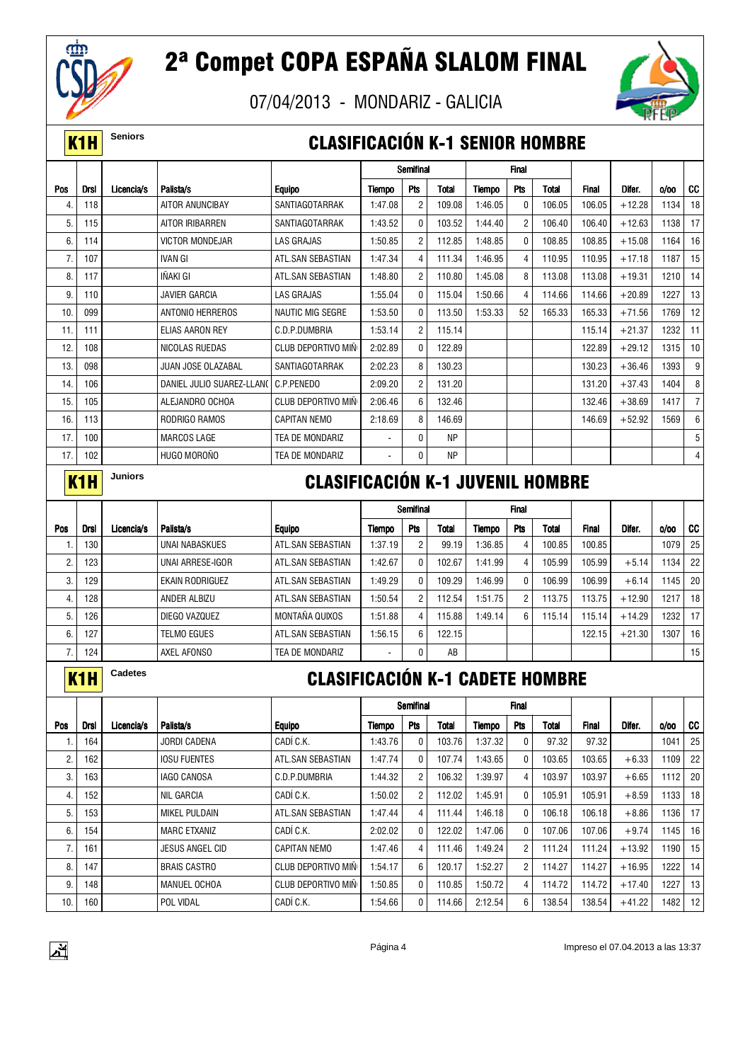# 2ª Compet COPA ESPAÑA SLALOM FINAL

07/04/2013 - MONDARIZ - GALICIA

## K1H Seniors — CLASIFICACIÓN K-1 SENIOR HOMBRE

| | | | | | Semifinal | | | Final | | | | | | |
|---|---|---|---|---|---|---|---|---|---|---|---|---|---|---|
| Pos | Drsl | Licencia/s | Palista/s | Equipo | Tiempo | Pts | Total | Tiempo | Pts | Total | Final | Difer. | o/oo | CC |
| 4. | 118 | | AITOR ANUNCIBAY | SANTIAGOTARRAK | 1:47.08 | 2 | 109.08 | 1:46.05 | 0 | 106.05 | 106.05 | +12.28 | 1134 | 18 |
| 5. | 115 | | AITOR IRIBARREN | SANTIAGOTARRAK | 1:43.52 | 0 | 103.52 | 1:44.40 | 2 | 106.40 | 106.40 | +12.63 | 1138 | 17 |
| 6. | 114 | | VICTOR MONDEJAR | LAS GRAJAS | 1:50.85 | 2 | 112.85 | 1:48.85 | 0 | 108.85 | 108.85 | +15.08 | 1164 | 16 |
| 7. | 107 | | IVAN GI | ATL.SAN SEBASTIAN | 1:47.34 | 4 | 111.34 | 1:46.95 | 4 | 110.95 | 110.95 | +17.18 | 1187 | 15 |
| 8. | 117 | | IÑAKI GI | ATL.SAN SEBASTIAN | 1:48.80 | 2 | 110.80 | 1:45.08 | 8 | 113.08 | 113.08 | +19.31 | 1210 | 14 |
| 9. | 110 | | JAVIER GARCIA | LAS GRAJAS | 1:55.04 | 0 | 115.04 | 1:50.66 | 4 | 114.66 | 114.66 | +20.89 | 1227 | 13 |
| 10. | 099 | | ANTONIO HERREROS | NAUTIC MIG SEGRE | 1:53.50 | 0 | 113.50 | 1:53.33 | 52 | 165.33 | 165.33 | +71.56 | 1769 | 12 |
| 11. | 111 | | ELIAS AARON REY | C.D.P.DUMBRIA | 1:53.14 | 2 | 115.14 | | | | 115.14 | +21.37 | 1232 | 11 |
| 12. | 108 | | NICOLAS RUEDAS | CLUB DEPORTIVO MIÑ | 2:02.89 | 0 | 122.89 | | | | 122.89 | +29.12 | 1315 | 10 |
| 13. | 098 | | JUAN JOSE OLAZABAL | SANTIAGOTARRAK | 2:02.23 | 8 | 130.23 | | | | 130.23 | +36.46 | 1393 | 9 |
| 14. | 106 | | DANIEL JULIO SUAREZ-LLAN( | C.P.PENEDO | 2:09.20 | 2 | 131.20 | | | | 131.20 | +37.43 | 1404 | 8 |
| 15. | 105 | | ALEJANDRO OCHOA | CLUB DEPORTIVO MIÑ | 2:06.46 | 6 | 132.46 | | | | 132.46 | +38.69 | 1417 | 7 |
| 16. | 113 | | RODRIGO RAMOS | CAPITAN NEMO | 2:18.69 | 8 | 146.69 | | | | 146.69 | +52.92 | 1569 | 6 |
| 17. | 100 | | MARCOS LAGE | TEA DE MONDARIZ | - | 0 | NP | | | | | | | 5 |
| 17. | 102 | | HUGO MOROÑO | TEA DE MONDARIZ | - | 0 | NP | | | | | | | 4 |

## K1H Juniors — CLASIFICACIÓN K-1 JUVENIL HOMBRE

| | | | | | Semifinal | | | Final | | | | | | |
|---|---|---|---|---|---|---|---|---|---|---|---|---|---|---|
| Pos | Drsl | Licencia/s | Palista/s | Equipo | Tiempo | Pts | Total | Tiempo | Pts | Total | Final | Difer. | o/oo | CC |
| 1. | 130 | | UNAI NABASKUES | ATL.SAN SEBASTIAN | 1:37.19 | 2 | 99.19 | 1:36.85 | 4 | 100.85 | 100.85 | | 1079 | 25 |
| 2. | 123 | | UNAI ARRESE-IGOR | ATL.SAN SEBASTIAN | 1:42.67 | 0 | 102.67 | 1:41.99 | 4 | 105.99 | 105.99 | +5.14 | 1134 | 22 |
| 3. | 129 | | EKAIN RODRIGUEZ | ATL.SAN SEBASTIAN | 1:49.29 | 0 | 109.29 | 1:46.99 | 0 | 106.99 | 106.99 | +6.14 | 1145 | 20 |
| 4. | 128 | | ANDER ALBIZU | ATL.SAN SEBASTIAN | 1:50.54 | 2 | 112.54 | 1:51.75 | 2 | 113.75 | 113.75 | +12.90 | 1217 | 18 |
| 5. | 126 | | DIEGO VAZQUEZ | MONTAÑA QUIXOS | 1:51.88 | 4 | 115.88 | 1:49.14 | 6 | 115.14 | 115.14 | +14.29 | 1232 | 17 |
| 6. | 127 | | TELMO EGUES | ATL.SAN SEBASTIAN | 1:56.15 | 6 | 122.15 | | | | 122.15 | +21.30 | 1307 | 16 |
| 7. | 124 | | AXEL AFONSO | TEA DE MONDARIZ | - | 0 | AB | | | | | | | 15 |

## K1H Cadetes — CLASIFICACIÓN K-1 CADETE HOMBRE

| | | | | | Semifinal | | | Final | | | | | | |
|---|---|---|---|---|---|---|---|---|---|---|---|---|---|---|
| Pos | Drsl | Licencia/s | Palista/s | Equipo | Tiempo | Pts | Total | Tiempo | Pts | Total | Final | Difer. | o/oo | CC |
| 1. | 164 | | JORDI CADENA | CADÍ C.K. | 1:43.76 | 0 | 103.76 | 1:37.32 | 0 | 97.32 | 97.32 | | 1041 | 25 |
| 2. | 162 | | IOSU FUENTES | ATL.SAN SEBASTIAN | 1:47.74 | 0 | 107.74 | 1:43.65 | 0 | 103.65 | 103.65 | +6.33 | 1109 | 22 |
| 3. | 163 | | IAGO CANOSA | C.D.P.DUMBRIA | 1:44.32 | 2 | 106.32 | 1:39.97 | 4 | 103.97 | 103.97 | +6.65 | 1112 | 20 |
| 4. | 152 | | NIL GARCIA | CADÍ C.K. | 1:50.02 | 2 | 112.02 | 1:45.91 | 0 | 105.91 | 105.91 | +8.59 | 1133 | 18 |
| 5. | 153 | | MIKEL PULDAIN | ATL.SAN SEBASTIAN | 1:47.44 | 4 | 111.44 | 1:46.18 | 0 | 106.18 | 106.18 | +8.86 | 1136 | 17 |
| 6. | 154 | | MARC ETXANIZ | CADÍ C.K. | 2:02.02 | 0 | 122.02 | 1:47.06 | 0 | 107.06 | 107.06 | +9.74 | 1145 | 16 |
| 7. | 161 | | JESUS ANGEL CID | CAPITAN NEMO | 1:47.46 | 4 | 111.46 | 1:49.24 | 2 | 111.24 | 111.24 | +13.92 | 1190 | 15 |
| 8. | 147 | | BRAIS CASTRO | CLUB DEPORTIVO MIÑ | 1:54.17 | 6 | 120.17 | 1:52.27 | 2 | 114.27 | 114.27 | +16.95 | 1222 | 14 |
| 9. | 148 | | MANUEL OCHOA | CLUB DEPORTIVO MIÑ | 1:50.85 | 0 | 110.85 | 1:50.72 | 4 | 114.72 | 114.72 | +17.40 | 1227 | 13 |
| 10. | 160 | | POL VIDAL | CADÍ C.K. | 1:54.66 | 0 | 114.66 | 2:12.54 | 6 | 138.54 | 138.54 | +41.22 | 1482 | 12 |

Impreso el 07.04.2013 a las 13:37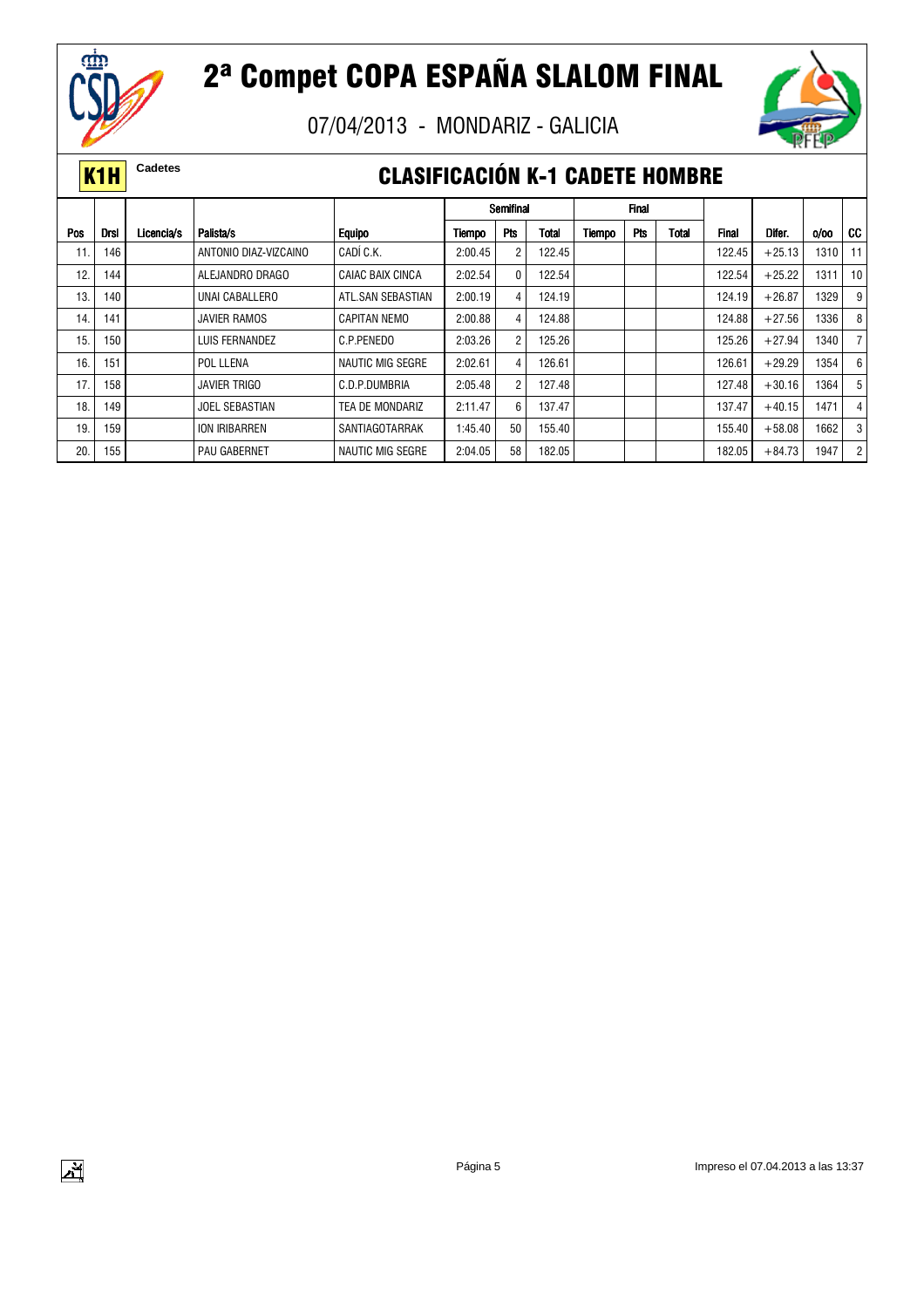# 2ª Compet COPA ESPAÑA SLALOM FINAL

07/04/2013 - MONDARIZ - GALICIA

**K1H** Cadetes

## CLASIFICACIÓN K-1 CADETE HOMBRE

| Pos | Drsl | Licencia/s | Palista/s | Equipo | Semifinal Tiempo | Semifinal Pts | Semifinal Total | Final Tiempo | Final Pts | Final Total | Final | Difer. | o/oo | CC |
|---|---|---|---|---|---|---|---|---|---|---|---|---|---|---|
| 11. | 146 | | ANTONIO DIAZ-VIZCAINO | CADÍ C.K. | 2:00.45 | 2 | 122.45 | | | | 122.45 | +25.13 | 1310 | 11 |
| 12. | 144 | | ALEJANDRO DRAGO | CAIAC BAIX CINCA | 2:02.54 | 0 | 122.54 | | | | 122.54 | +25.22 | 1311 | 10 |
| 13. | 140 | | UNAI CABALLERO | ATL.SAN SEBASTIAN | 2:00.19 | 4 | 124.19 | | | | 124.19 | +26.87 | 1329 | 9 |
| 14. | 141 | | JAVIER RAMOS | CAPITAN NEMO | 2:00.88 | 4 | 124.88 | | | | 124.88 | +27.56 | 1336 | 8 |
| 15. | 150 | | LUIS FERNANDEZ | C.P.PENEDO | 2:03.26 | 2 | 125.26 | | | | 125.26 | +27.94 | 1340 | 7 |
| 16. | 151 | | POL LLENA | NAUTIC MIG SEGRE | 2:02.61 | 4 | 126.61 | | | | 126.61 | +29.29 | 1354 | 6 |
| 17. | 158 | | JAVIER TRIGO | C.D.P.DUMBRIA | 2:05.48 | 2 | 127.48 | | | | 127.48 | +30.16 | 1364 | 5 |
| 18. | 149 | | JOEL SEBASTIAN | TEA DE MONDARIZ | 2:11.47 | 6 | 137.47 | | | | 137.47 | +40.15 | 1471 | 4 |
| 19. | 159 | | ION IRIBARREN | SANTIAGOTARRAK | 1:45.40 | 50 | 155.40 | | | | 155.40 | +58.08 | 1662 | 3 |
| 20. | 155 | | PAU GABERNET | NAUTIC MIG SEGRE | 2:04.05 | 58 | 182.05 | | | | 182.05 | +84.73 | 1947 | 2 |

Impreso el 07.04.2013 a las 13:37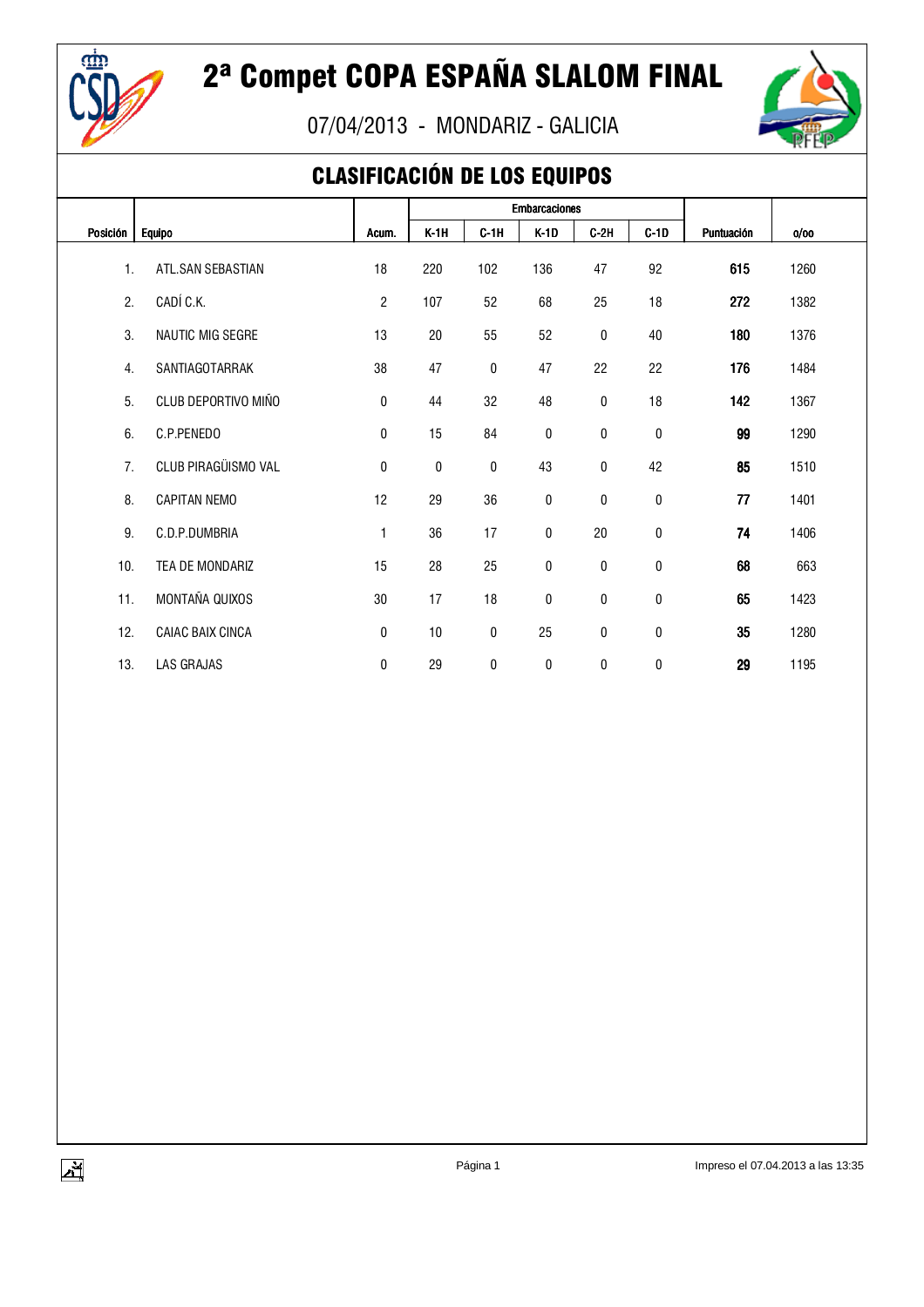# 2ª Compet COPA ESPAÑA SLALOM FINAL

07/04/2013 - MONDARIZ - GALICIA

## CLASIFICACIÓN DE LOS EQUIPOS

| Posición | Equipo | Acum. | Embarcaciones | | | | | Puntuación | o/oo |
|---|---|---|---|---|---|---|---|---|---|
| | | | K-1H | C-1H | K-1D | C-2H | C-1D | | |
| 1. | ATL.SAN SEBASTIAN | 18 | 220 | 102 | 136 | 47 | 92 | **615** | 1260 |
| 2. | CADÍ C.K. | 2 | 107 | 52 | 68 | 25 | 18 | **272** | 1382 |
| 3. | NAUTIC MIG SEGRE | 13 | 20 | 55 | 52 | 0 | 40 | **180** | 1376 |
| 4. | SANTIAGOTARRAK | 38 | 47 | 0 | 47 | 22 | 22 | **176** | 1484 |
| 5. | CLUB DEPORTIVO MIÑO | 0 | 44 | 32 | 48 | 0 | 18 | **142** | 1367 |
| 6. | C.P.PENEDO | 0 | 15 | 84 | 0 | 0 | 0 | **99** | 1290 |
| 7. | CLUB PIRAGÜISMO VAL | 0 | 0 | 0 | 43 | 0 | 42 | **85** | 1510 |
| 8. | CAPITAN NEMO | 12 | 29 | 36 | 0 | 0 | 0 | **77** | 1401 |
| 9. | C.D.P.DUMBRIA | 1 | 36 | 17 | 0 | 20 | 0 | **74** | 1406 |
| 10. | TEA DE MONDARIZ | 15 | 28 | 25 | 0 | 0 | 0 | **68** | 663 |
| 11. | MONTAÑA QUIXOS | 30 | 17 | 18 | 0 | 0 | 0 | **65** | 1423 |
| 12. | CAIAC BAIX CINCA | 0 | 10 | 0 | 25 | 0 | 0 | **35** | 1280 |
| 13. | LAS GRAJAS | 0 | 29 | 0 | 0 | 0 | 0 | **29** | 1195 |

Impreso el 07.04.2013 a las 13:35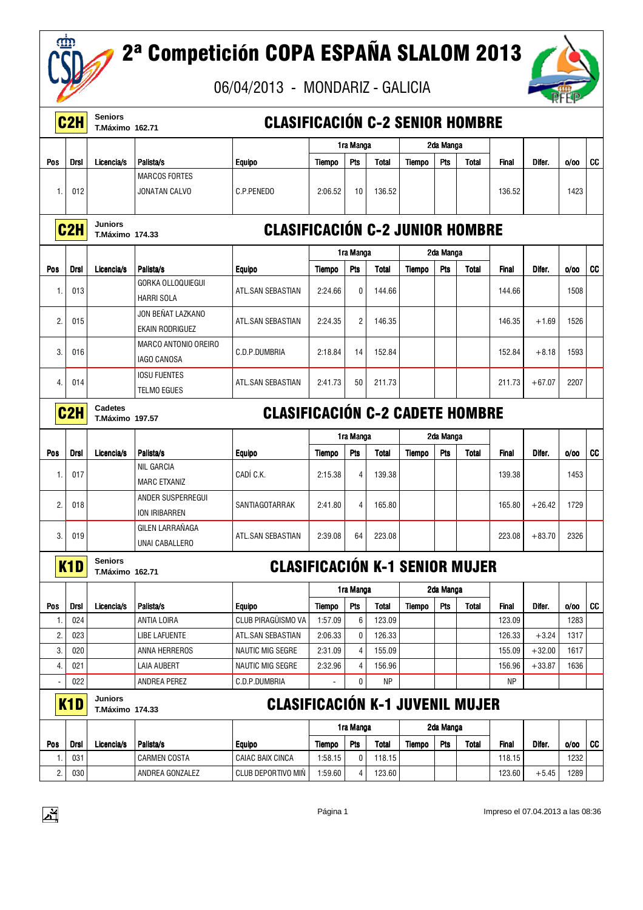# 2ª Competición COPA ESPAÑA SLALOM 2013

06/04/2013 - MONDARIZ - GALICIA

## C2H — Seniors — T.Máximo 162.71 — CLASIFICACIÓN C-2 SENIOR HOMBRE

| Pos | Drsl | Licencia/s | Palista/s | Equipo | 1ra Manga Tiempo | 1ra Manga Pts | 1ra Manga Total | 2da Manga Tiempo | 2da Manga Pts | 2da Manga Total | Final | Difer. | o/oo | CC |
|---|---|---|---|---|---|---|---|---|---|---|---|---|---|---|
| 1. | 012 | | MARCOS FORTES<br>JONATAN CALVO | C.P.PENEDO | 2:06.52 | 10 | 136.52 | | | | 136.52 | | 1423 | |

## C2H — Juniors — T.Máximo 174.33 — CLASIFICACIÓN C-2 JUNIOR HOMBRE

| Pos | Drsl | Licencia/s | Palista/s | Equipo | 1ra Manga Tiempo | 1ra Manga Pts | 1ra Manga Total | 2da Manga Tiempo | 2da Manga Pts | 2da Manga Total | Final | Difer. | o/oo | CC |
|---|---|---|---|---|---|---|---|---|---|---|---|---|---|---|
| 1. | 013 | | GORKA OLLOQUIEGUI<br>HARRI SOLA | ATL.SAN SEBASTIAN | 2:24.66 | 0 | 144.66 | | | | 144.66 | | 1508 | |
| 2. | 015 | | JON BEÑAT LAZKANO<br>EKAIN RODRIGUEZ | ATL.SAN SEBASTIAN | 2:24.35 | 2 | 146.35 | | | | 146.35 | +1.69 | 1526 | |
| 3. | 016 | | MARCO ANTONIO OREIRO<br>IAGO CANOSA | C.D.P.DUMBRIA | 2:18.84 | 14 | 152.84 | | | | 152.84 | +8.18 | 1593 | |
| 4. | 014 | | IOSU FUENTES<br>TELMO EGUES | ATL.SAN SEBASTIAN | 2:41.73 | 50 | 211.73 | | | | 211.73 | +67.07 | 2207 | |

## C2H — Cadetes — T.Máximo 197.57 — CLASIFICACIÓN C-2 CADETE HOMBRE

| Pos | Drsl | Licencia/s | Palista/s | Equipo | 1ra Manga Tiempo | 1ra Manga Pts | 1ra Manga Total | 2da Manga Tiempo | 2da Manga Pts | 2da Manga Total | Final | Difer. | o/oo | CC |
|---|---|---|---|---|---|---|---|---|---|---|---|---|---|---|
| 1. | 017 | | NIL GARCIA<br>MARC ETXANIZ | CADÍ C.K. | 2:15.38 | 4 | 139.38 | | | | 139.38 | | 1453 | |
| 2. | 018 | | ANDER SUSPERREGUI<br>ION IRIBARREN | SANTIAGOTARRAK | 2:41.80 | 4 | 165.80 | | | | 165.80 | +26.42 | 1729 | |
| 3. | 019 | | GILEN LARRAÑAGA<br>UNAI CABALLERO | ATL.SAN SEBASTIAN | 2:39.08 | 64 | 223.08 | | | | 223.08 | +83.70 | 2326 | |

## K1D — Seniors — T.Máximo 162.71 — CLASIFICACIÓN K-1 SENIOR MUJER

| Pos | Drsl | Licencia/s | Palista/s | Equipo | 1ra Manga Tiempo | 1ra Manga Pts | 1ra Manga Total | 2da Manga Tiempo | 2da Manga Pts | 2da Manga Total | Final | Difer. | o/oo | CC |
|---|---|---|---|---|---|---|---|---|---|---|---|---|---|---|
| 1. | 024 | | ANTIA LOIRA | CLUB PIRAGÜISMO VA | 1:57.09 | 6 | 123.09 | | | | 123.09 | | 1283 | |
| 2. | 023 | | LIBE LAFUENTE | ATL.SAN SEBASTIAN | 2:06.33 | 0 | 126.33 | | | | 126.33 | +3.24 | 1317 | |
| 3. | 020 | | ANNA HERREROS | NAUTIC MIG SEGRE | 2:31.09 | 4 | 155.09 | | | | 155.09 | +32.00 | 1617 | |
| 4. | 021 | | LAIA AUBERT | NAUTIC MIG SEGRE | 2:32.96 | 4 | 156.96 | | | | 156.96 | +33.87 | 1636 | |
| - | 022 | | ANDREA PEREZ | C.D.P.DUMBRIA | - | 0 | NP | | | | NP | | | |

## K1D — Juniors — T.Máximo 174.33 — CLASIFICACIÓN K-1 JUVENIL MUJER

| Pos | Drsl | Licencia/s | Palista/s | Equipo | 1ra Manga Tiempo | 1ra Manga Pts | 1ra Manga Total | 2da Manga Tiempo | 2da Manga Pts | 2da Manga Total | Final | Difer. | o/oo | CC |
|---|---|---|---|---|---|---|---|---|---|---|---|---|---|---|
| 1. | 031 | | CARMEN COSTA | CAIAC BAIX CINCA | 1:58.15 | 0 | 118.15 | | | | 118.15 | | 1232 | |
| 2. | 030 | | ANDREA GONZALEZ | CLUB DEPORTIVO MIÑ | 1:59.60 | 4 | 123.60 | | | | 123.60 | +5.45 | 1289 | |

Impreso el 07.04.2013 a las 08:36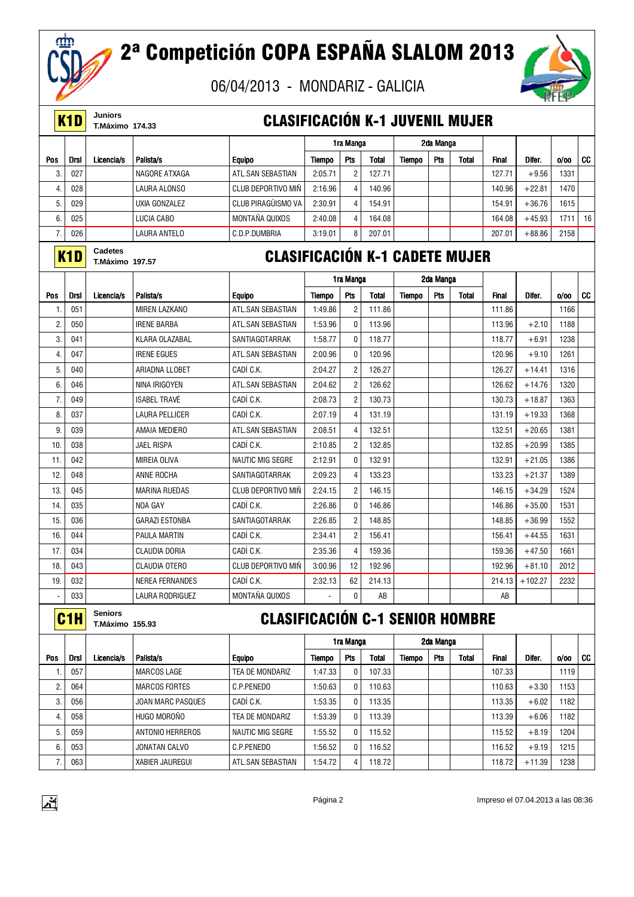# 2ª Competición COPA ESPAÑA SLALOM 2013

06/04/2013 - MONDARIZ - GALICIA

## K1D — Juniors — T.Máximo 174.33

### CLASIFICACIÓN K-1 JUVENIL MUJER

| | | | | | 1ra Manga | | | 2da Manga | | | | | | |
|---|---|---|---|---|---|---|---|---|---|---|---|---|---|---|
| Pos | Drsl | Licencia/s | Palista/s | Equipo | Tiempo | Pts | Total | Tiempo | Pts | Total | Final | Difer. | o/oo | CC |
| 3. | 027 | | NAGORE ATXAGA | ATL.SAN SEBASTIAN | 2:05.71 | 2 | 127.71 | | | | 127.71 | +9.56 | 1331 | |
| 4. | 028 | | LAURA ALONSO | CLUB DEPORTIVO MIÑ | 2:16.96 | 4 | 140.96 | | | | 140.96 | +22.81 | 1470 | |
| 5. | 029 | | UXIA GONZALEZ | CLUB PIRAGÜISMO VA | 2:30.91 | 4 | 154.91 | | | | 154.91 | +36.76 | 1615 | |
| 6. | 025 | | LUCIA CABO | MONTAÑA QUIXOS | 2:40.08 | 4 | 164.08 | | | | 164.08 | +45.93 | 1711 | 16 |
| 7. | 026 | | LAURA ANTELO | C.D.P.DUMBRIA | 3:19.01 | 8 | 207.01 | | | | 207.01 | +88.86 | 2158 | |

## K1D — Cadetes — T.Máximo 197.57

### CLASIFICACIÓN K-1 CADETE MUJER

| | | | | | 1ra Manga | | | 2da Manga | | | | | | |
|---|---|---|---|---|---|---|---|---|---|---|---|---|---|---|
| Pos | Drsl | Licencia/s | Palista/s | Equipo | Tiempo | Pts | Total | Tiempo | Pts | Total | Final | Difer. | o/oo | CC |
| 1. | 051 | | MIREN LAZKANO | ATL.SAN SEBASTIAN | 1:49.86 | 2 | 111.86 | | | | 111.86 | | 1166 | |
| 2. | 050 | | IRENE BARBA | ATL.SAN SEBASTIAN | 1:53.96 | 0 | 113.96 | | | | 113.96 | +2.10 | 1188 | |
| 3. | 041 | | KLARA OLAZABAL | SANTIAGOTARRAK | 1:58.77 | 0 | 118.77 | | | | 118.77 | +6.91 | 1238 | |
| 4. | 047 | | IRENE EGUES | ATL.SAN SEBASTIAN | 2:00.96 | 0 | 120.96 | | | | 120.96 | +9.10 | 1261 | |
| 5. | 040 | | ARIADNA LLOBET | CADÍ C.K. | 2:04.27 | 2 | 126.27 | | | | 126.27 | +14.41 | 1316 | |
| 6. | 046 | | NINA IRIGOYEN | ATL.SAN SEBASTIAN | 2:04.62 | 2 | 126.62 | | | | 126.62 | +14.76 | 1320 | |
| 7. | 049 | | ISABEL TRAVÉ | CADÍ C.K. | 2:08.73 | 2 | 130.73 | | | | 130.73 | +18.87 | 1363 | |
| 8. | 037 | | LAURA PELLICER | CADÍ C.K. | 2:07.19 | 4 | 131.19 | | | | 131.19 | +19.33 | 1368 | |
| 9. | 039 | | AMAIA MEDIERO | ATL.SAN SEBASTIAN | 2:08.51 | 4 | 132.51 | | | | 132.51 | +20.65 | 1381 | |
| 10. | 038 | | JAEL RISPA | CADÍ C.K. | 2:10.85 | 2 | 132.85 | | | | 132.85 | +20.99 | 1385 | |
| 11. | 042 | | MIREIA OLIVA | NAUTIC MIG SEGRE | 2:12.91 | 0 | 132.91 | | | | 132.91 | +21.05 | 1386 | |
| 12. | 048 | | ANNE ROCHA | SANTIAGOTARRAK | 2:09.23 | 4 | 133.23 | | | | 133.23 | +21.37 | 1389 | |
| 13. | 045 | | MARINA RUEDAS | CLUB DEPORTIVO MIÑ | 2:24.15 | 2 | 146.15 | | | | 146.15 | +34.29 | 1524 | |
| 14. | 035 | | NOA GAY | CADÍ C.K. | 2:26.86 | 0 | 146.86 | | | | 146.86 | +35.00 | 1531 | |
| 15. | 036 | | GARAZI ESTONBA | SANTIAGOTARRAK | 2:26.85 | 2 | 148.85 | | | | 148.85 | +36.99 | 1552 | |
| 16. | 044 | | PAULA MARTIN | CADÍ C.K. | 2:34.41 | 2 | 156.41 | | | | 156.41 | +44.55 | 1631 | |
| 17. | 034 | | CLAUDIA DORIA | CADÍ C.K. | 2:35.36 | 4 | 159.36 | | | | 159.36 | +47.50 | 1661 | |
| 18. | 043 | | CLAUDIA OTERO | CLUB DEPORTIVO MIÑ | 3:00.96 | 12 | 192.96 | | | | 192.96 | +81.10 | 2012 | |
| 19. | 032 | | NEREA FERNANDES | CADÍ C.K. | 2:32.13 | 62 | 214.13 | | | | 214.13 | +102.27 | 2232 | |
| - | 033 | | LAURA RODRIGUEZ | MONTAÑA QUIXOS | - | 0 | AB | | | | AB | | | |

## C1H — Seniors — T.Máximo 155.93

### CLASIFICACIÓN C-1 SENIOR HOMBRE

| | | | | | 1ra Manga | | | 2da Manga | | | | | | |
|---|---|---|---|---|---|---|---|---|---|---|---|---|---|---|
| Pos | Drsl | Licencia/s | Palista/s | Equipo | Tiempo | Pts | Total | Tiempo | Pts | Total | Final | Difer. | o/oo | CC |
| 1. | 057 | | MARCOS LAGE | TEA DE MONDARIZ | 1:47.33 | 0 | 107.33 | | | | 107.33 | | 1119 | |
| 2. | 064 | | MARCOS FORTES | C.P.PENEDO | 1:50.63 | 0 | 110.63 | | | | 110.63 | +3.30 | 1153 | |
| 3. | 056 | | JOAN MARC PASQUES | CADÍ C.K. | 1:53.35 | 0 | 113.35 | | | | 113.35 | +6.02 | 1182 | |
| 4. | 058 | | HUGO MOROÑO | TEA DE MONDARIZ | 1:53.39 | 0 | 113.39 | | | | 113.39 | +6.06 | 1182 | |
| 5. | 059 | | ANTONIO HERREROS | NAUTIC MIG SEGRE | 1:55.52 | 0 | 115.52 | | | | 115.52 | +8.19 | 1204 | |
| 6. | 053 | | JONATAN CALVO | C.P.PENEDO | 1:56.52 | 0 | 116.52 | | | | 116.52 | +9.19 | 1215 | |
| 7. | 063 | | XABIER JAUREGUI | ATL.SAN SEBASTIAN | 1:54.72 | 4 | 118.72 | | | | 118.72 | +11.39 | 1238 | |

Impreso el 07.04.2013 a las 08:36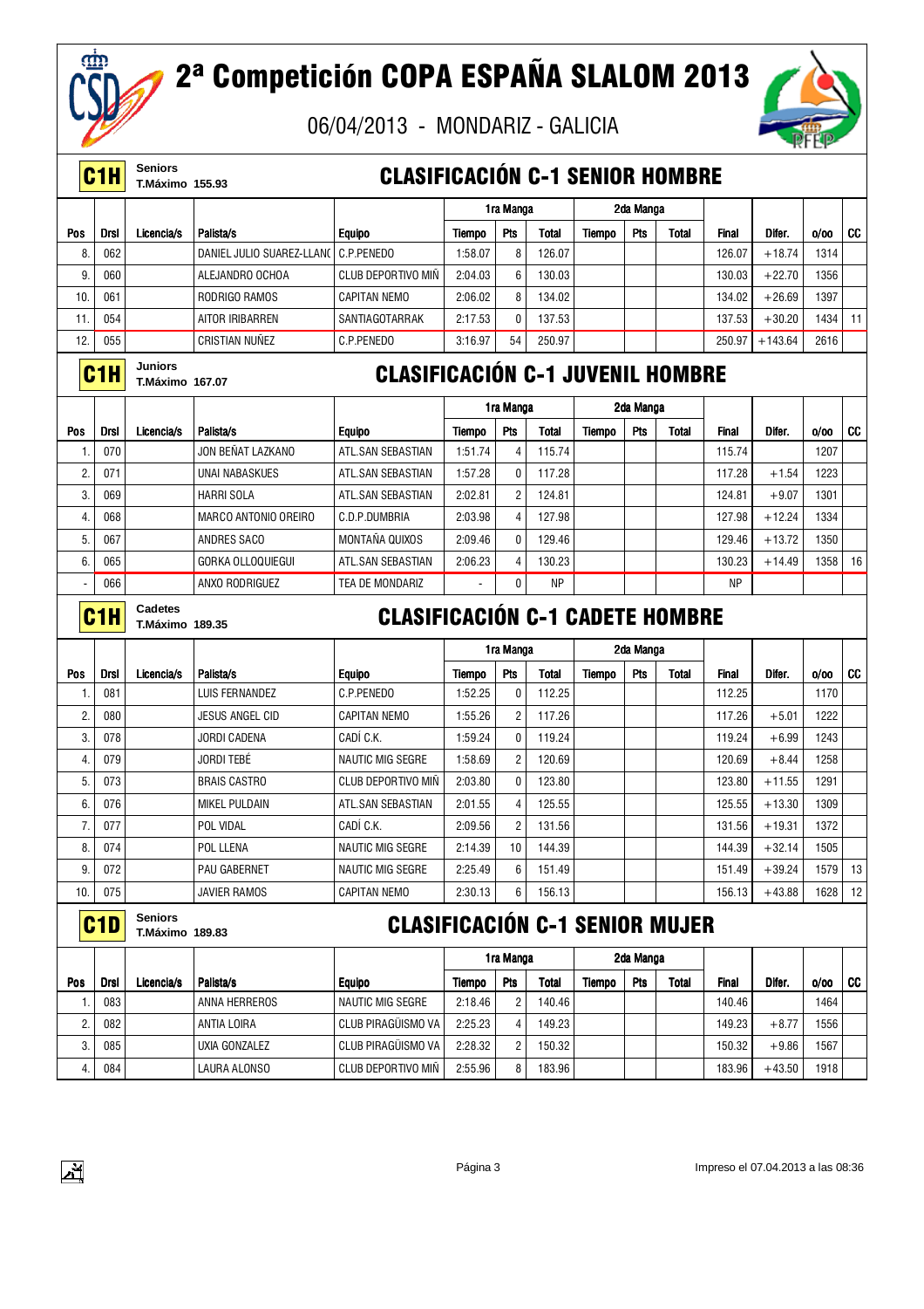# 2ª Competición COPA ESPAÑA SLALOM 2013

06/04/2013 - MONDARIZ - GALICIA

## C1H — Seniors — T.Máximo 155.93

### CLASIFICACIÓN C-1 SENIOR HOMBRE

| Pos | Drsl | Licencia/s | Palista/s | Equipo | 1ra Manga Tiempo | 1ra Manga Pts | 1ra Manga Total | 2da Manga Tiempo | 2da Manga Pts | 2da Manga Total | Final | Difer. | o/oo | CC |
|---|---|---|---|---|---|---|---|---|---|---|---|---|---|---|
| 8. | 062 | | DANIEL JULIO SUAREZ-LLANO | C.P.PENEDO | 1:58.07 | 8 | 126.07 | | | | 126.07 | +18.74 | 1314 | |
| 9. | 060 | | ALEJANDRO OCHOA | CLUB DEPORTIVO MIÑ | 2:04.03 | 6 | 130.03 | | | | 130.03 | +22.70 | 1356 | |
| 10. | 061 | | RODRIGO RAMOS | CAPITAN NEMO | 2:06.02 | 8 | 134.02 | | | | 134.02 | +26.69 | 1397 | |
| 11. | 054 | | AITOR IRIBARREN | SANTIAGOTARRAK | 2:17.53 | 0 | 137.53 | | | | 137.53 | +30.20 | 1434 | 11 |
| 12. | 055 | | CRISTIAN NUÑEZ | C.P.PENEDO | 3:16.97 | 54 | 250.97 | | | | 250.97 | +143.64 | 2616 | |

## C1H — Juniors — T.Máximo 167.07

### CLASIFICACIÓN C-1 JUVENIL HOMBRE

| Pos | Drsl | Licencia/s | Palista/s | Equipo | 1ra Manga Tiempo | 1ra Manga Pts | 1ra Manga Total | 2da Manga Tiempo | 2da Manga Pts | 2da Manga Total | Final | Difer. | o/oo | CC |
|---|---|---|---|---|---|---|---|---|---|---|---|---|---|---|
| 1. | 070 | | JON BEÑAT LAZKANO | ATL.SAN SEBASTIAN | 1:51.74 | 4 | 115.74 | | | | 115.74 | | 1207 | |
| 2. | 071 | | UNAI NABASKUES | ATL.SAN SEBASTIAN | 1:57.28 | 0 | 117.28 | | | | 117.28 | +1.54 | 1223 | |
| 3. | 069 | | HARRI SOLA | ATL.SAN SEBASTIAN | 2:02.81 | 2 | 124.81 | | | | 124.81 | +9.07 | 1301 | |
| 4. | 068 | | MARCO ANTONIO OREIRO | C.D.P.DUMBRIA | 2:03.98 | 4 | 127.98 | | | | 127.98 | +12.24 | 1334 | |
| 5. | 067 | | ANDRES SACO | MONTAÑA QUIXOS | 2:09.46 | 0 | 129.46 | | | | 129.46 | +13.72 | 1350 | |
| 6. | 065 | | GORKA OLLOQUIEGUI | ATL.SAN SEBASTIAN | 2:06.23 | 4 | 130.23 | | | | 130.23 | +14.49 | 1358 | 16 |
| - | 066 | | ANXO RODRIGUEZ | TEA DE MONDARIZ | - | 0 | NP | | | | NP | | | |

## C1H — Cadetes — T.Máximo 189.35

### CLASIFICACIÓN C-1 CADETE HOMBRE

| Pos | Drsl | Licencia/s | Palista/s | Equipo | 1ra Manga Tiempo | 1ra Manga Pts | 1ra Manga Total | 2da Manga Tiempo | 2da Manga Pts | 2da Manga Total | Final | Difer. | o/oo | CC |
|---|---|---|---|---|---|---|---|---|---|---|---|---|---|---|
| 1. | 081 | | LUIS FERNANDEZ | C.P.PENEDO | 1:52.25 | 0 | 112.25 | | | | 112.25 | | 1170 | |
| 2. | 080 | | JESUS ANGEL CID | CAPITAN NEMO | 1:55.26 | 2 | 117.26 | | | | 117.26 | +5.01 | 1222 | |
| 3. | 078 | | JORDI CADENA | CADÍ C.K. | 1:59.24 | 0 | 119.24 | | | | 119.24 | +6.99 | 1243 | |
| 4. | 079 | | JORDI TEBÉ | NAUTIC MIG SEGRE | 1:58.69 | 2 | 120.69 | | | | 120.69 | +8.44 | 1258 | |
| 5. | 073 | | BRAIS CASTRO | CLUB DEPORTIVO MIÑ | 2:03.80 | 0 | 123.80 | | | | 123.80 | +11.55 | 1291 | |
| 6. | 076 | | MIKEL PULDAIN | ATL.SAN SEBASTIAN | 2:01.55 | 4 | 125.55 | | | | 125.55 | +13.30 | 1309 | |
| 7. | 077 | | POL VIDAL | CADÍ C.K. | 2:09.56 | 2 | 131.56 | | | | 131.56 | +19.31 | 1372 | |
| 8. | 074 | | POL LLENA | NAUTIC MIG SEGRE | 2:14.39 | 10 | 144.39 | | | | 144.39 | +32.14 | 1505 | |
| 9. | 072 | | PAU GABERNET | NAUTIC MIG SEGRE | 2:25.49 | 6 | 151.49 | | | | 151.49 | +39.24 | 1579 | 13 |
| 10. | 075 | | JAVIER RAMOS | CAPITAN NEMO | 2:30.13 | 6 | 156.13 | | | | 156.13 | +43.88 | 1628 | 12 |

## C1D — Seniors — T.Máximo 189.83

### CLASIFICACIÓN C-1 SENIOR MUJER

| Pos | Drsl | Licencia/s | Palista/s | Equipo | 1ra Manga Tiempo | 1ra Manga Pts | 1ra Manga Total | 2da Manga Tiempo | 2da Manga Pts | 2da Manga Total | Final | Difer. | o/oo | CC |
|---|---|---|---|---|---|---|---|---|---|---|---|---|---|---|
| 1. | 083 | | ANNA HERREROS | NAUTIC MIG SEGRE | 2:18.46 | 2 | 140.46 | | | | 140.46 | | 1464 | |
| 2. | 082 | | ANTIA LOIRA | CLUB PIRAGÜISMO VA | 2:25.23 | 4 | 149.23 | | | | 149.23 | +8.77 | 1556 | |
| 3. | 085 | | UXIA GONZALEZ | CLUB PIRAGÜISMO VA | 2:28.32 | 2 | 150.32 | | | | 150.32 | +9.86 | 1567 | |
| 4. | 084 | | LAURA ALONSO | CLUB DEPORTIVO MIÑ | 2:55.96 | 8 | 183.96 | | | | 183.96 | +43.50 | 1918 | |

Impreso el 07.04.2013 a las 08:36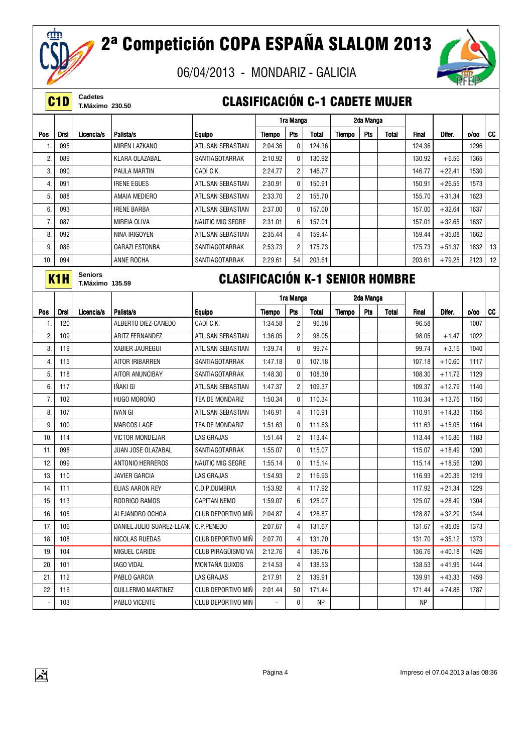# 2ª Competición COPA ESPAÑA SLALOM 2013

06/04/2013 - MONDARIZ - GALICIA

**C1D** Cadetes T.Máximo 230.50

## CLASIFICACIÓN C-1 CADETE MUJER

| Pos | Drsl | Licencia/s | Palista/s | Equipo | 1ra Manga Tiempo | 1ra Manga Pts | 1ra Manga Total | 2da Manga Tiempo | 2da Manga Pts | 2da Manga Total | Final | Difer. | o/oo | CC |
|---|---|---|---|---|---|---|---|---|---|---|---|---|---|---|
| 1. | 095 | | MIREN LAZKANO | ATL.SAN SEBASTIAN | 2:04.36 | 0 | 124.36 | | | | 124.36 | | 1296 | |
| 2. | 089 | | KLARA OLAZABAL | SANTIAGOTARRAK | 2:10.92 | 0 | 130.92 | | | | 130.92 | +6.56 | 1365 | |
| 3. | 090 | | PAULA MARTIN | CADÍ C.K. | 2:24.77 | 2 | 146.77 | | | | 146.77 | +22.41 | 1530 | |
| 4. | 091 | | IRENE EGUES | ATL.SAN SEBASTIAN | 2:30.91 | 0 | 150.91 | | | | 150.91 | +26.55 | 1573 | |
| 5. | 088 | | AMAIA MEDIERO | ATL.SAN SEBASTIAN | 2:33.70 | 2 | 155.70 | | | | 155.70 | +31.34 | 1623 | |
| 6. | 093 | | IRENE BARBA | ATL.SAN SEBASTIAN | 2:37.00 | 0 | 157.00 | | | | 157.00 | +32.64 | 1637 | |
| 7. | 087 | | MIREIA OLIVA | NAUTIC MIG SEGRE | 2:31.01 | 6 | 157.01 | | | | 157.01 | +32.65 | 1637 | |
| 8. | 092 | | NINA IRIGOYEN | ATL.SAN SEBASTIAN | 2:35.44 | 4 | 159.44 | | | | 159.44 | +35.08 | 1662 | |
| 9. | 086 | | GARAZI ESTONBA | SANTIAGOTARRAK | 2:53.73 | 2 | 175.73 | | | | 175.73 | +51.37 | 1832 | 13 |
| 10. | 094 | | ANNE ROCHA | SANTIAGOTARRAK | 2:29.61 | 54 | 203.61 | | | | 203.61 | +79.25 | 2123 | 12 |

**K1H** Seniors T.Máximo 135.59

## CLASIFICACIÓN K-1 SENIOR HOMBRE

| Pos | Drsl | Licencia/s | Palista/s | Equipo | 1ra Manga Tiempo | 1ra Manga Pts | 1ra Manga Total | 2da Manga Tiempo | 2da Manga Pts | 2da Manga Total | Final | Difer. | o/oo | CC |
|---|---|---|---|---|---|---|---|---|---|---|---|---|---|---|
| 1. | 120 | | ALBERTO DIEZ-CANEDO | CADÍ C.K. | 1:34.58 | 2 | 96.58 | | | | 96.58 | | 1007 | |
| 2. | 109 | | ARITZ FERNANDEZ | ATL.SAN SEBASTIAN | 1:36.05 | 2 | 98.05 | | | | 98.05 | +1.47 | 1022 | |
| 3. | 119 | | XABIER JAUREGUI | ATL.SAN SEBASTIAN | 1:39.74 | 0 | 99.74 | | | | 99.74 | +3.16 | 1040 | |
| 4. | 115 | | AITOR IRIBARREN | SANTIAGOTARRAK | 1:47.18 | 0 | 107.18 | | | | 107.18 | +10.60 | 1117 | |
| 5. | 118 | | AITOR ANUNCIBAY | SANTIAGOTARRAK | 1:48.30 | 0 | 108.30 | | | | 108.30 | +11.72 | 1129 | |
| 6. | 117 | | IÑAKI GI | ATL.SAN SEBASTIAN | 1:47.37 | 2 | 109.37 | | | | 109.37 | +12.79 | 1140 | |
| 7. | 102 | | HUGO MOROÑO | TEA DE MONDARIZ | 1:50.34 | 0 | 110.34 | | | | 110.34 | +13.76 | 1150 | |
| 8. | 107 | | IVAN GI | ATL.SAN SEBASTIAN | 1:46.91 | 4 | 110.91 | | | | 110.91 | +14.33 | 1156 | |
| 9. | 100 | | MARCOS LAGE | TEA DE MONDARIZ | 1:51.63 | 0 | 111.63 | | | | 111.63 | +15.05 | 1164 | |
| 10. | 114 | | VICTOR MONDEJAR | LAS GRAJAS | 1:51.44 | 2 | 113.44 | | | | 113.44 | +16.86 | 1183 | |
| 11. | 098 | | JUAN JOSE OLAZABAL | SANTIAGOTARRAK | 1:55.07 | 0 | 115.07 | | | | 115.07 | +18.49 | 1200 | |
| 12. | 099 | | ANTONIO HERREROS | NAUTIC MIG SEGRE | 1:55.14 | 0 | 115.14 | | | | 115.14 | +18.56 | 1200 | |
| 13. | 110 | | JAVIER GARCIA | LAS GRAJAS | 1:54.93 | 2 | 116.93 | | | | 116.93 | +20.35 | 1219 | |
| 14. | 111 | | ELIAS AARON REY | C.D.P.DUMBRIA | 1:53.92 | 4 | 117.92 | | | | 117.92 | +21.34 | 1229 | |
| 15. | 113 | | RODRIGO RAMOS | CAPITAN NEMO | 1:59.07 | 6 | 125.07 | | | | 125.07 | +28.49 | 1304 | |
| 16. | 105 | | ALEJANDRO OCHOA | CLUB DEPORTIVO MIÑ | 2:04.87 | 4 | 128.87 | | | | 128.87 | +32.29 | 1344 | |
| 17. | 106 | | DANIEL JULIO SUAREZ-LLANO | C.P.PENEDO | 2:07.67 | 4 | 131.67 | | | | 131.67 | +35.09 | 1373 | |
| 18. | 108 | | NICOLAS RUEDAS | CLUB DEPORTIVO MIÑ | 2:07.70 | 4 | 131.70 | | | | 131.70 | +35.12 | 1373 | |
| 19. | 104 | | MIGUEL CARIDE | CLUB PIRAGÜISMO VA | 2:12.76 | 4 | 136.76 | | | | 136.76 | +40.18 | 1426 | |
| 20. | 101 | | IAGO VIDAL | MONTAÑA QUIXOS | 2:14.53 | 4 | 138.53 | | | | 138.53 | +41.95 | 1444 | |
| 21. | 112 | | PABLO GARCIA | LAS GRAJAS | 2:17.91 | 2 | 139.91 | | | | 139.91 | +43.33 | 1459 | |
| 22. | 116 | | GUILLERMO MARTINEZ | CLUB DEPORTIVO MIÑ | 2:01.44 | 50 | 171.44 | | | | 171.44 | +74.86 | 1787 | |
| - | 103 | | PABLO VICENTE | CLUB DEPORTIVO MIÑ | - | 0 | NP | | | | NP | | | |

Impreso el 07.04.2013 a las 08:36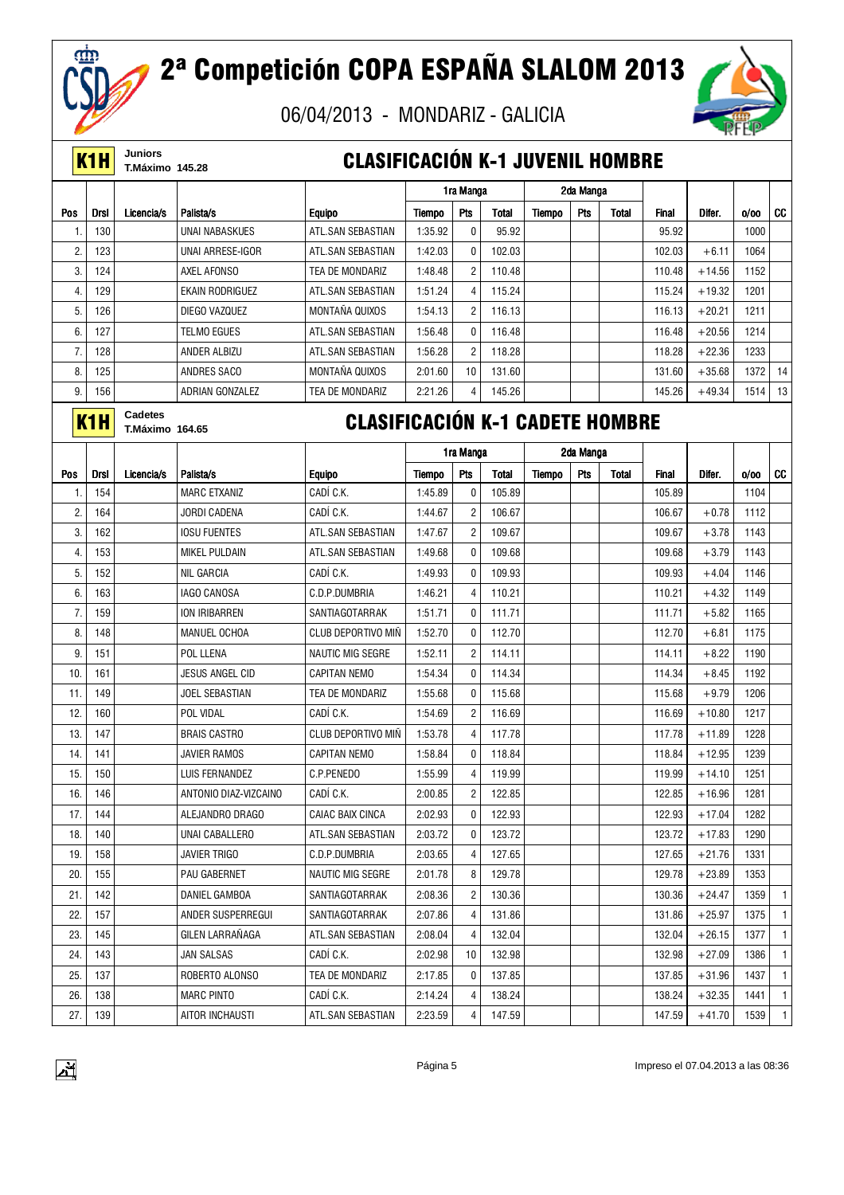# 2ª Competición COPA ESPAÑA SLALOM 2013

06/04/2013 - MONDARIZ - GALICIA

## K1H Juniors T.Máximo 145.28 — CLASIFICACIÓN K-1 JUVENIL HOMBRE

| | | | | | 1ra Manga | | | 2da Manga | | | | | | |
|---|---|---|---|---|---|---|---|---|---|---|---|---|---|---|
| Pos | Drsl | Licencia/s | Palista/s | Equipo | Tiempo | Pts | Total | Tiempo | Pts | Total | Final | Difer. | o/oo | CC |
| 1. | 130 | | UNAI NABASKUES | ATL.SAN SEBASTIAN | 1:35.92 | 0 | 95.92 | | | | 95.92 | | 1000 | |
| 2. | 123 | | UNAI ARRESE-IGOR | ATL.SAN SEBASTIAN | 1:42.03 | 0 | 102.03 | | | | 102.03 | +6.11 | 1064 | |
| 3. | 124 | | AXEL AFONSO | TEA DE MONDARIZ | 1:48.48 | 2 | 110.48 | | | | 110.48 | +14.56 | 1152 | |
| 4. | 129 | | EKAIN RODRIGUEZ | ATL.SAN SEBASTIAN | 1:51.24 | 4 | 115.24 | | | | 115.24 | +19.32 | 1201 | |
| 5. | 126 | | DIEGO VAZQUEZ | MONTAÑA QUIXOS | 1:54.13 | 2 | 116.13 | | | | 116.13 | +20.21 | 1211 | |
| 6. | 127 | | TELMO EGUES | ATL.SAN SEBASTIAN | 1:56.48 | 0 | 116.48 | | | | 116.48 | +20.56 | 1214 | |
| 7. | 128 | | ANDER ALBIZU | ATL.SAN SEBASTIAN | 1:56.28 | 2 | 118.28 | | | | 118.28 | +22.36 | 1233 | |
| 8. | 125 | | ANDRES SACO | MONTAÑA QUIXOS | 2:01.60 | 10 | 131.60 | | | | 131.60 | +35.68 | 1372 | 14 |
| 9. | 156 | | ADRIAN GONZALEZ | TEA DE MONDARIZ | 2:21.26 | 4 | 145.26 | | | | 145.26 | +49.34 | 1514 | 13 |

## K1H Cadetes T.Máximo 164.65 — CLASIFICACIÓN K-1 CADETE HOMBRE

| | | | | | 1ra Manga | | | 2da Manga | | | | | | |
|---|---|---|---|---|---|---|---|---|---|---|---|---|---|---|
| Pos | Drsl | Licencia/s | Palista/s | Equipo | Tiempo | Pts | Total | Tiempo | Pts | Total | Final | Difer. | o/oo | CC |
| 1. | 154 | | MARC ETXANIZ | CADÍ C.K. | 1:45.89 | 0 | 105.89 | | | | 105.89 | | 1104 | |
| 2. | 164 | | JORDI CADENA | CADÍ C.K. | 1:44.67 | 2 | 106.67 | | | | 106.67 | +0.78 | 1112 | |
| 3. | 162 | | IOSU FUENTES | ATL.SAN SEBASTIAN | 1:47.67 | 2 | 109.67 | | | | 109.67 | +3.78 | 1143 | |
| 4. | 153 | | MIKEL PULDAIN | ATL.SAN SEBASTIAN | 1:49.68 | 0 | 109.68 | | | | 109.68 | +3.79 | 1143 | |
| 5. | 152 | | NIL GARCIA | CADÍ C.K. | 1:49.93 | 0 | 109.93 | | | | 109.93 | +4.04 | 1146 | |
| 6. | 163 | | IAGO CANOSA | C.D.P.DUMBRIA | 1:46.21 | 4 | 110.21 | | | | 110.21 | +4.32 | 1149 | |
| 7. | 159 | | ION IRIBARREN | SANTIAGOTARRAK | 1:51.71 | 0 | 111.71 | | | | 111.71 | +5.82 | 1165 | |
| 8. | 148 | | MANUEL OCHOA | CLUB DEPORTIVO MIÑ | 1:52.70 | 0 | 112.70 | | | | 112.70 | +6.81 | 1175 | |
| 9. | 151 | | POL LLENA | NAUTIC MIG SEGRE | 1:52.11 | 2 | 114.11 | | | | 114.11 | +8.22 | 1190 | |
| 10. | 161 | | JESUS ANGEL CID | CAPITAN NEMO | 1:54.34 | 0 | 114.34 | | | | 114.34 | +8.45 | 1192 | |
| 11. | 149 | | JOEL SEBASTIAN | TEA DE MONDARIZ | 1:55.68 | 0 | 115.68 | | | | 115.68 | +9.79 | 1206 | |
| 12. | 160 | | POL VIDAL | CADÍ C.K. | 1:54.69 | 2 | 116.69 | | | | 116.69 | +10.80 | 1217 | |
| 13. | 147 | | BRAIS CASTRO | CLUB DEPORTIVO MIÑ | 1:53.78 | 4 | 117.78 | | | | 117.78 | +11.89 | 1228 | |
| 14. | 141 | | JAVIER RAMOS | CAPITAN NEMO | 1:58.84 | 0 | 118.84 | | | | 118.84 | +12.95 | 1239 | |
| 15. | 150 | | LUIS FERNANDEZ | C.P.PENEDO | 1:55.99 | 4 | 119.99 | | | | 119.99 | +14.10 | 1251 | |
| 16. | 146 | | ANTONIO DIAZ-VIZCAINO | CADÍ C.K. | 2:00.85 | 2 | 122.85 | | | | 122.85 | +16.96 | 1281 | |
| 17. | 144 | | ALEJANDRO DRAGO | CAIAC BAIX CINCA | 2:02.93 | 0 | 122.93 | | | | 122.93 | +17.04 | 1282 | |
| 18. | 140 | | UNAI CABALLERO | ATL.SAN SEBASTIAN | 2:03.72 | 0 | 123.72 | | | | 123.72 | +17.83 | 1290 | |
| 19. | 158 | | JAVIER TRIGO | C.D.P.DUMBRIA | 2:03.65 | 4 | 127.65 | | | | 127.65 | +21.76 | 1331 | |
| 20. | 155 | | PAU GABERNET | NAUTIC MIG SEGRE | 2:01.78 | 8 | 129.78 | | | | 129.78 | +23.89 | 1353 | |
| 21. | 142 | | DANIEL GAMBOA | SANTIAGOTARRAK | 2:08.36 | 2 | 130.36 | | | | 130.36 | +24.47 | 1359 | 1 |
| 22. | 157 | | ANDER SUSPERREGUI | SANTIAGOTARRAK | 2:07.86 | 4 | 131.86 | | | | 131.86 | +25.97 | 1375 | 1 |
| 23. | 145 | | GILEN LARRAÑAGA | ATL.SAN SEBASTIAN | 2:08.04 | 4 | 132.04 | | | | 132.04 | +26.15 | 1377 | 1 |
| 24. | 143 | | JAN SALSAS | CADÍ C.K. | 2:02.98 | 10 | 132.98 | | | | 132.98 | +27.09 | 1386 | 1 |
| 25. | 137 | | ROBERTO ALONSO | TEA DE MONDARIZ | 2:17.85 | 0 | 137.85 | | | | 137.85 | +31.96 | 1437 | 1 |
| 26. | 138 | | MARC PINTO | CADÍ C.K. | 2:14.24 | 4 | 138.24 | | | | 138.24 | +32.35 | 1441 | 1 |
| 27. | 139 | | AITOR INCHAUSTI | ATL.SAN SEBASTIAN | 2:23.59 | 4 | 147.59 | | | | 147.59 | +41.70 | 1539 | 1 |

Impreso el 07.04.2013 a las 08:36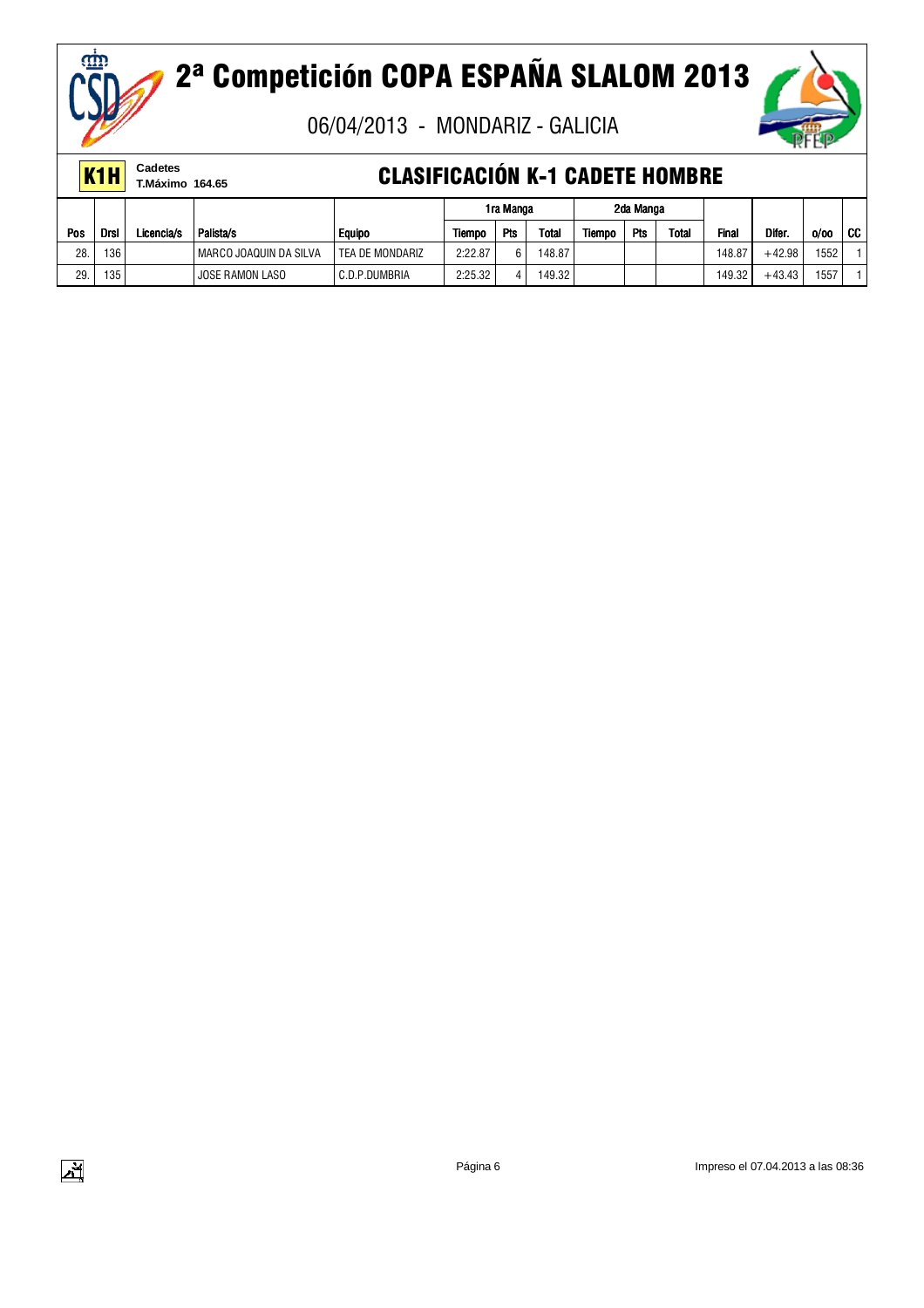# 2ª Competición COPA ESPAÑA SLALOM 2013

06/04/2013 - MONDARIZ - GALICIA

**K1H** Cadetes
T.Máximo 164.65

## CLASIFICACIÓN K-1 CADETE HOMBRE

| | | | | | 1ra Manga | | | 2da Manga | | | | | | |
|---|---|---|---|---|---|---|---|---|---|---|---|---|---|---|
| Pos | Drsl | Licencia/s | Palista/s | Equipo | Tiempo | Pts | Total | Tiempo | Pts | Total | Final | Difer. | o/oo | CC |
| 28. | 136 | | MARCO JOAQUIN DA SILVA | TEA DE MONDARIZ | 2:22.87 | 6 | 148.87 | | | | 148.87 | +42.98 | 1552 | 1 |
| 29. | 135 | | JOSE RAMON LASO | C.D.P.DUMBRIA | 2:25.32 | 4 | 149.32 | | | | 149.32 | +43.43 | 1557 | 1 |

Página 6

Impreso el 07.04.2013 a las 08:36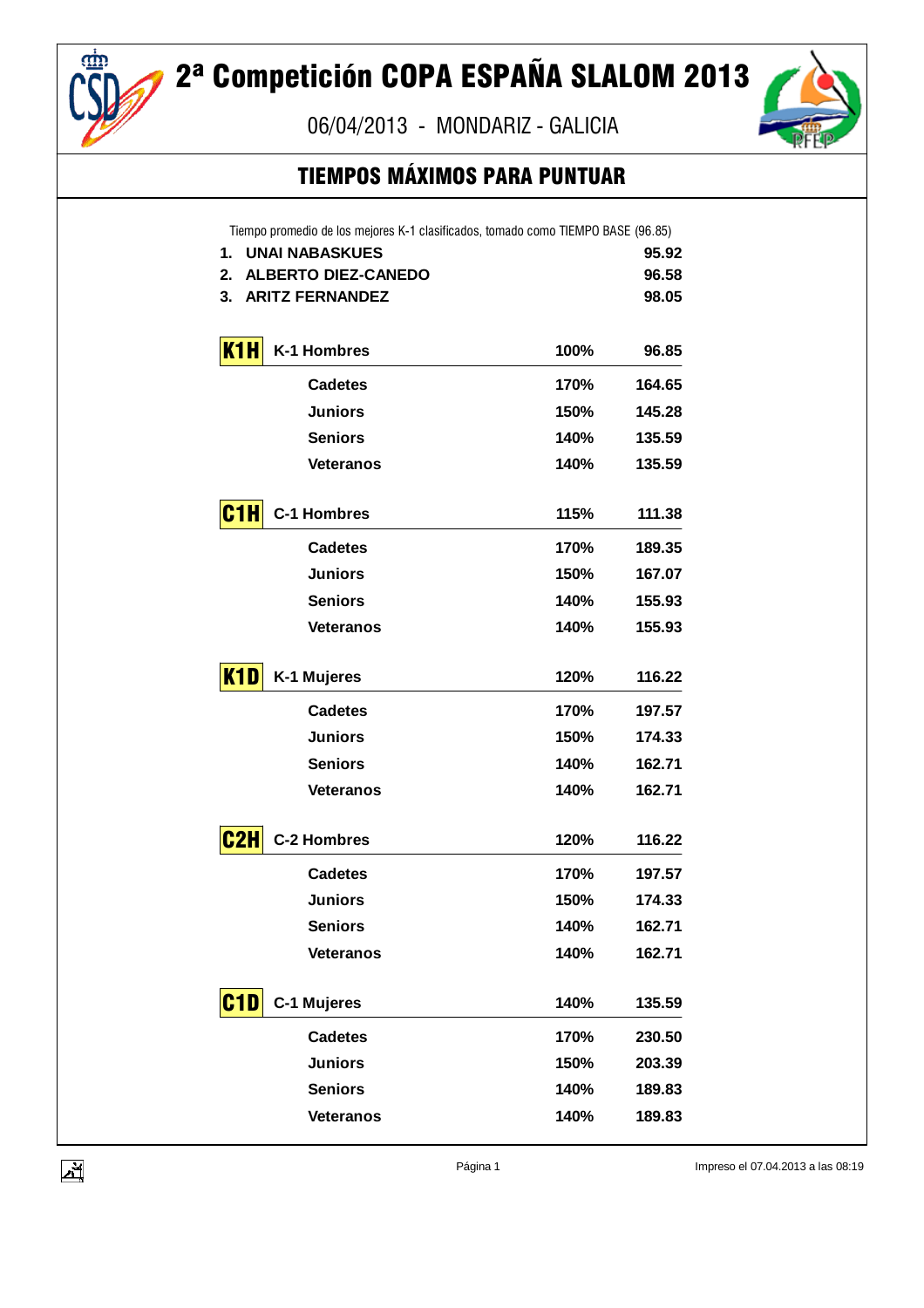# 2ª Competición COPA ESPAÑA SLALOM 2013

06/04/2013 - MONDARIZ - GALICIA

## TIEMPOS MÁXIMOS PARA PUNTUAR

Tiempo promedio de los mejores K-1 clasificados, tomado como TIEMPO BASE (96.85)

| | | |
|---|---|---|
| 1. | UNAI NABASKUES | 95.92 |
| 2. | ALBERTO DIEZ-CANEDO | 96.58 |
| 3. | ARITZ FERNANDEZ | 98.05 |

| | | | |
|---|---|---|---|
| **K1H** | **K-1 Hombres** | **100%** | **96.85** |
| | Cadetes | 170% | 164.65 |
| | Juniors | 150% | 145.28 |
| | Seniors | 140% | 135.59 |
| | Veteranos | 140% | 135.59 |
| **C1H** | **C-1 Hombres** | **115%** | **111.38** |
| | Cadetes | 170% | 189.35 |
| | Juniors | 150% | 167.07 |
| | Seniors | 140% | 155.93 |
| | Veteranos | 140% | 155.93 |
| **K1D** | **K-1 Mujeres** | **120%** | **116.22** |
| | Cadetes | 170% | 197.57 |
| | Juniors | 150% | 174.33 |
| | Seniors | 140% | 162.71 |
| | Veteranos | 140% | 162.71 |
| **C2H** | **C-2 Hombres** | **120%** | **116.22** |
| | Cadetes | 170% | 197.57 |
| | Juniors | 150% | 174.33 |
| | Seniors | 140% | 162.71 |
| | Veteranos | 140% | 162.71 |
| **C1D** | **C-1 Mujeres** | **140%** | **135.59** |
| | Cadetes | 170% | 230.50 |
| | Juniors | 150% | 203.39 |
| | Seniors | 140% | 189.83 |
| | Veteranos | 140% | 189.83 |

Impreso el 07.04.2013 a las 08:19